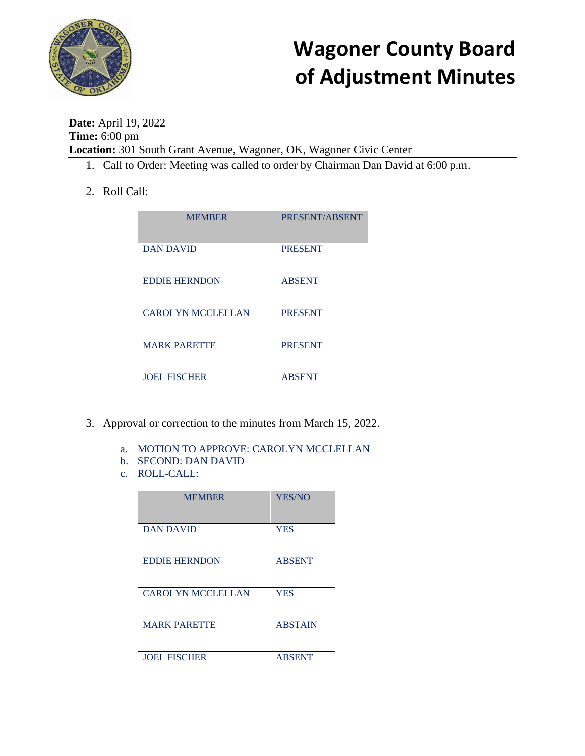# Wagoner County Board of Adjustment Minutes

**Date:** April 19, 2022
**Time:** 6:00 pm
**Location:** 301 South Grant Avenue, Wagoner, OK, Wagoner Civic Center

1. Call to Order: Meeting was called to order by Chairman Dan David at 6:00 p.m.

2. Roll Call:

| MEMBER | PRESENT/ABSENT |
|---|---|
| DAN DAVID | PRESENT |
| EDDIE HERNDON | ABSENT |
| CAROLYN MCCLELLAN | PRESENT |
| MARK PARETTE | PRESENT |
| JOEL FISCHER | ABSENT |

3. Approval or correction to the minutes from March 15, 2022.

   a. MOTION TO APPROVE: CAROLYN MCCLELLAN
   b. SECOND: DAN DAVID
   c. ROLL-CALL:

| MEMBER | YES/NO |
|---|---|
| DAN DAVID | YES |
| EDDIE HERNDON | ABSENT |
| CAROLYN MCCLELLAN | YES |
| MARK PARETTE | ABSTAIN |
| JOEL FISCHER | ABSENT |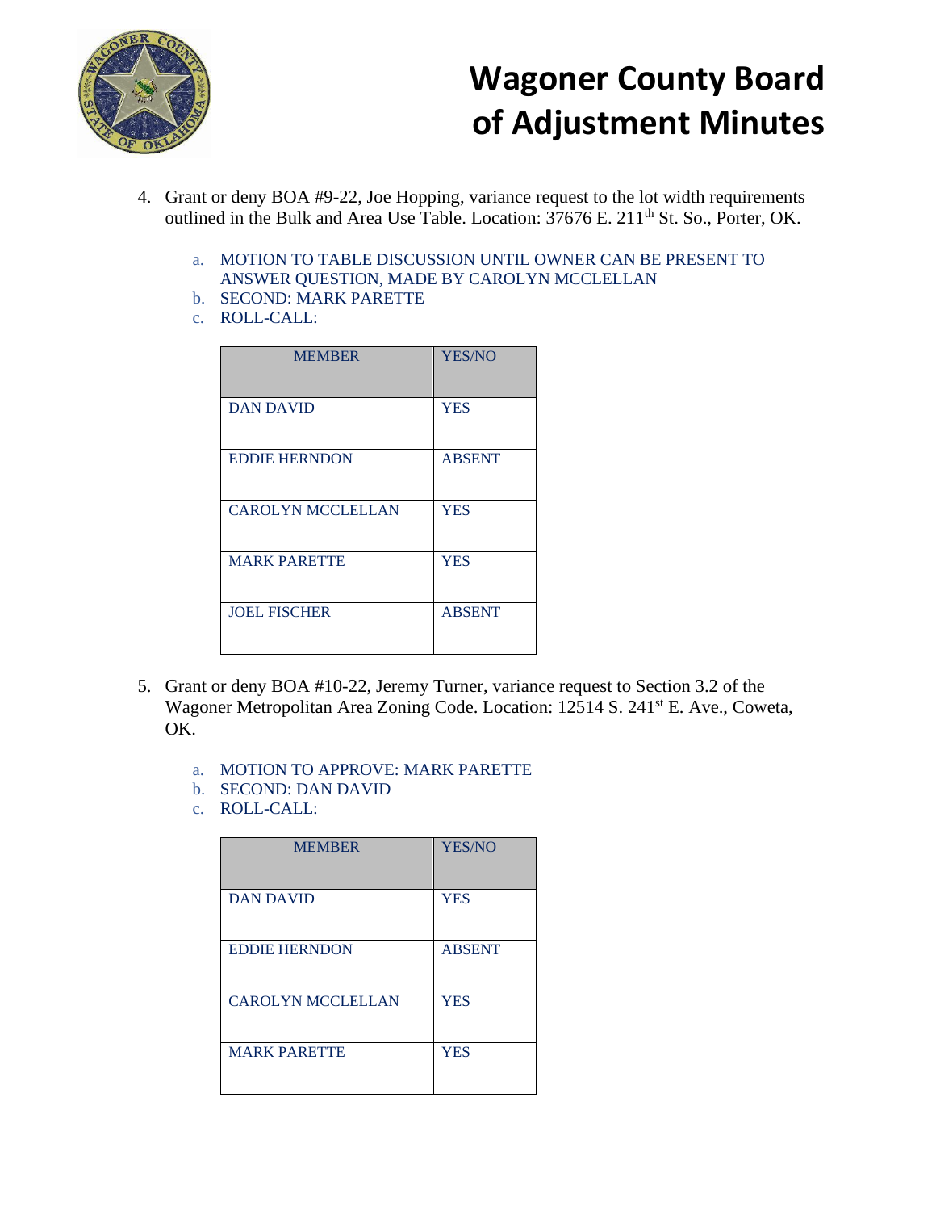4. Grant or deny BOA #9-22, Joe Hopping, variance request to the lot width requirements outlined in the Bulk and Area Use Table. Location: 37676 E. 211th St. So., Porter, OK.

   a. MOTION TO TABLE DISCUSSION UNTIL OWNER CAN BE PRESENT TO ANSWER QUESTION, MADE BY CAROLYN MCCLELLAN
   b. SECOND: MARK PARETTE
   c. ROLL-CALL:

| MEMBER | YES/NO |
|---|---|
| DAN DAVID | YES |
| EDDIE HERNDON | ABSENT |
| CAROLYN MCCLELLAN | YES |
| MARK PARETTE | YES |
| JOEL FISCHER | ABSENT |

5. Grant or deny BOA #10-22, Jeremy Turner, variance request to Section 3.2 of the Wagoner Metropolitan Area Zoning Code. Location: 12514 S. 241st E. Ave., Coweta, OK.

   a. MOTION TO APPROVE: MARK PARETTE
   b. SECOND: DAN DAVID
   c. ROLL-CALL:

| MEMBER | YES/NO |
|---|---|
| DAN DAVID | YES |
| EDDIE HERNDON | ABSENT |
| CAROLYN MCCLELLAN | YES |
| MARK PARETTE | YES |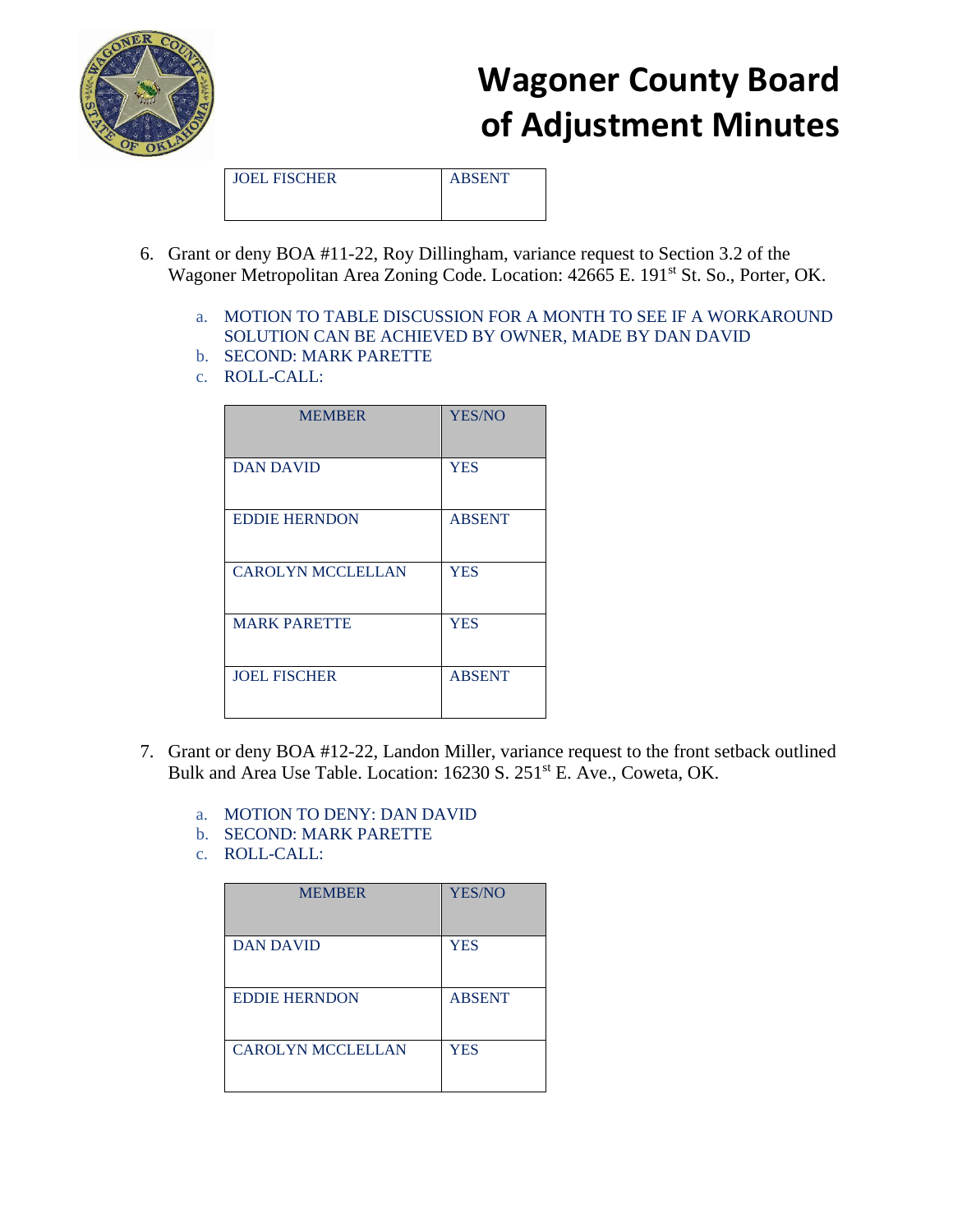# Wagoner County Board of Adjustment Minutes

| JOEL FISCHER | ABSENT |
|---|---|

6. Grant or deny BOA #11-22, Roy Dillingham, variance request to Section 3.2 of the Wagoner Metropolitan Area Zoning Code. Location: 42665 E. 191st St. So., Porter, OK.

   a. MOTION TO TABLE DISCUSSION FOR A MONTH TO SEE IF A WORKAROUND SOLUTION CAN BE ACHIEVED BY OWNER, MADE BY DAN DAVID
   b. SECOND: MARK PARETTE
   c. ROLL-CALL:

| MEMBER | YES/NO |
|---|---|
| DAN DAVID | YES |
| EDDIE HERNDON | ABSENT |
| CAROLYN MCCLELLAN | YES |
| MARK PARETTE | YES |
| JOEL FISCHER | ABSENT |

7. Grant or deny BOA #12-22, Landon Miller, variance request to the front setback outlined Bulk and Area Use Table. Location: 16230 S. 251st E. Ave., Coweta, OK.

   a. MOTION TO DENY: DAN DAVID
   b. SECOND: MARK PARETTE
   c. ROLL-CALL:

| MEMBER | YES/NO |
|---|---|
| DAN DAVID | YES |
| EDDIE HERNDON | ABSENT |
| CAROLYN MCCLELLAN | YES |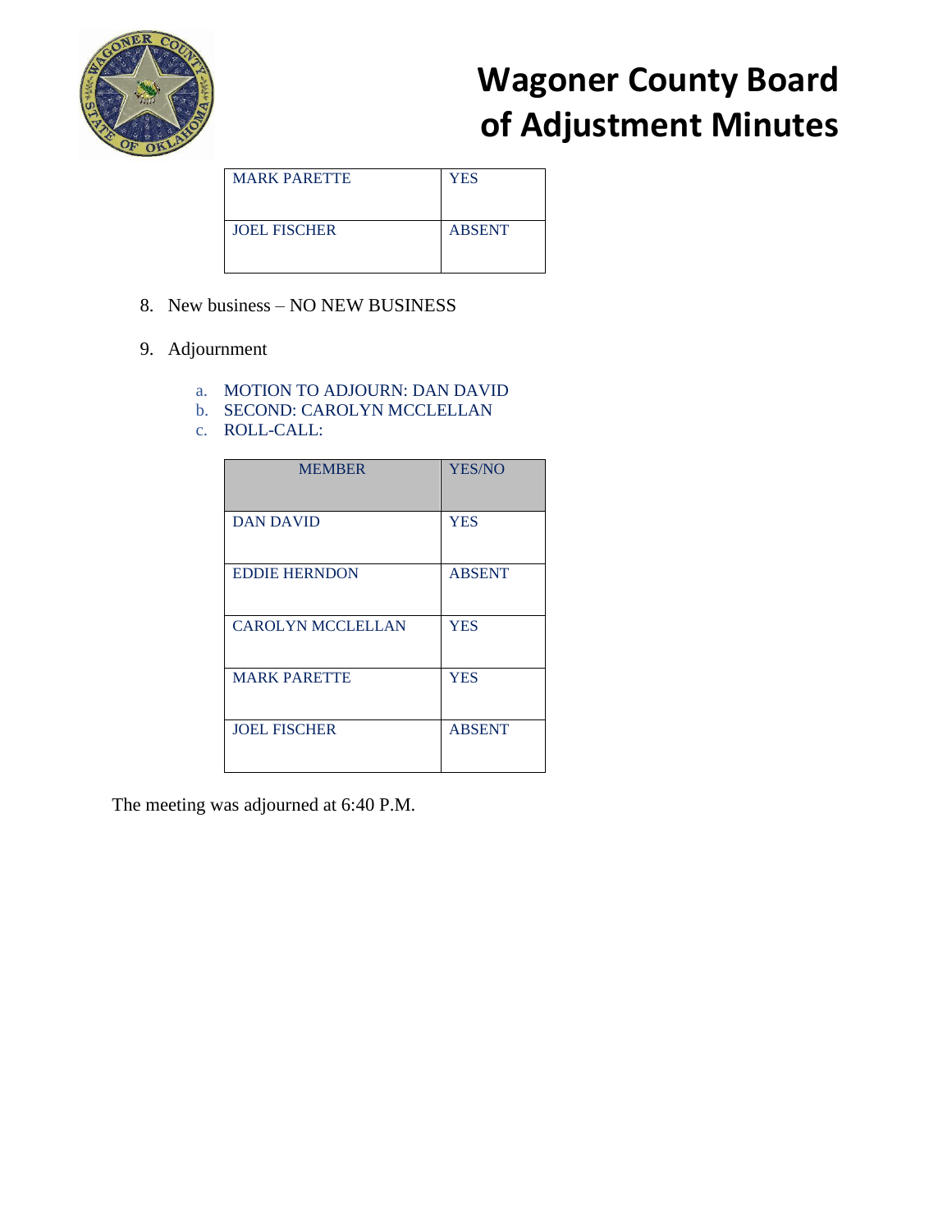# Wagoner County Board of Adjustment Minutes

| | |
|---|---|
| MARK PARETTE | YES |
| JOEL FISCHER | ABSENT |

8. New business – NO NEW BUSINESS

9. Adjournment

   a. MOTION TO ADJOURN: DAN DAVID
   b. SECOND: CAROLYN MCCLELLAN
   c. ROLL-CALL:

| MEMBER | YES/NO |
|---|---|
| DAN DAVID | YES |
| EDDIE HERNDON | ABSENT |
| CAROLYN MCCLELLAN | YES |
| MARK PARETTE | YES |
| JOEL FISCHER | ABSENT |

The meeting was adjourned at 6:40 P.M.